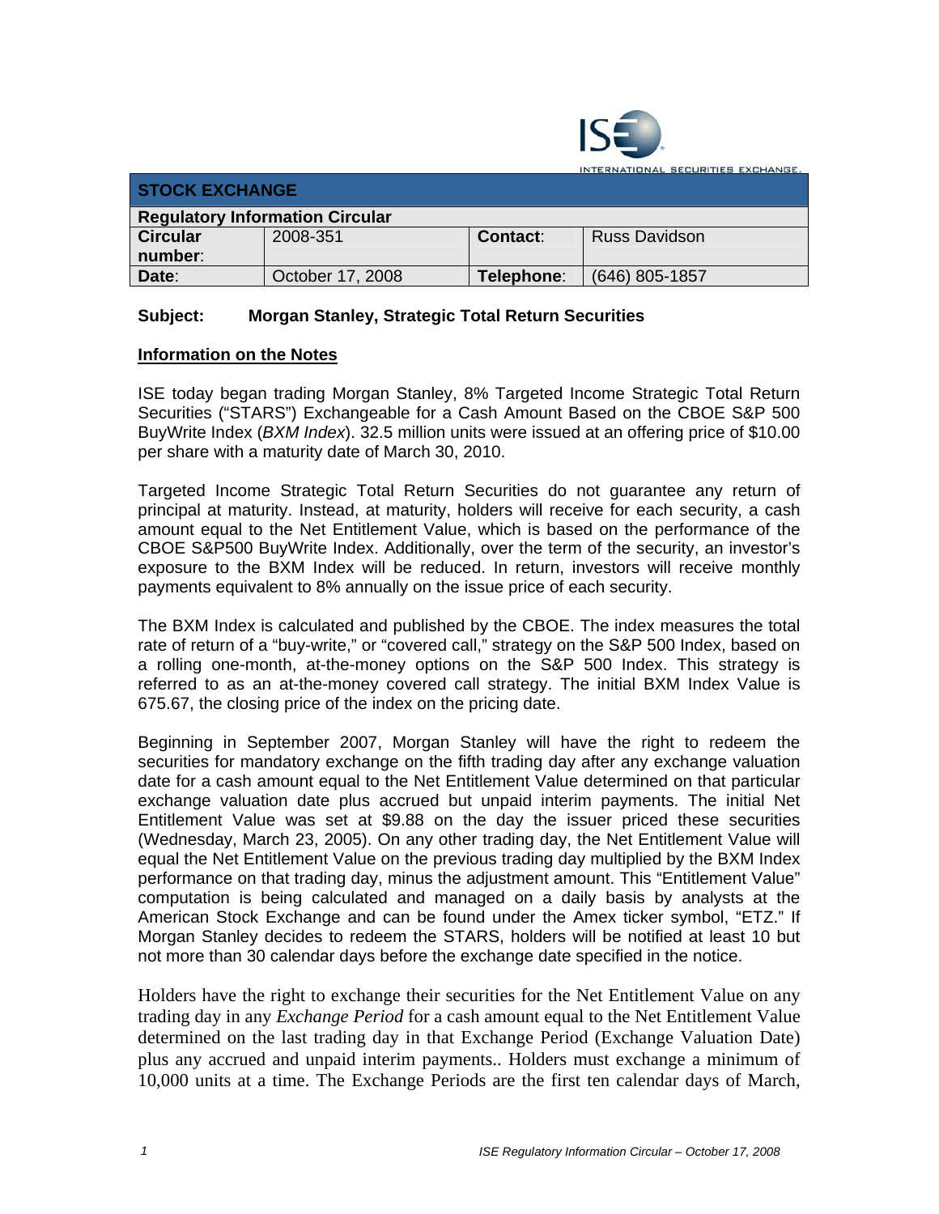INTERNATIONAL SECURITIES EXCHANGE.

| STOCK EXCHANGE | | | |
|---|---|---|---|
| **Regulatory Information Circular** | | | |
| **Circular number**: | 2008-351 | **Contact**: | Russ Davidson |
| **Date**: | October 17, 2008 | **Telephone**: | (646) 805-1857 |

**Subject: Morgan Stanley, Strategic Total Return Securities**

**Information on the Notes**

ISE today began trading Morgan Stanley, 8% Targeted Income Strategic Total Return Securities ("STARS") Exchangeable for a Cash Amount Based on the CBOE S&P 500 BuyWrite Index (*BXM Index*). 32.5 million units were issued at an offering price of $10.00 per share with a maturity date of March 30, 2010.

Targeted Income Strategic Total Return Securities do not guarantee any return of principal at maturity. Instead, at maturity, holders will receive for each security, a cash amount equal to the Net Entitlement Value, which is based on the performance of the CBOE S&P500 BuyWrite Index. Additionally, over the term of the security, an investor's exposure to the BXM Index will be reduced. In return, investors will receive monthly payments equivalent to 8% annually on the issue price of each security.

The BXM Index is calculated and published by the CBOE. The index measures the total rate of return of a "buy-write," or "covered call," strategy on the S&P 500 Index, based on a rolling one-month, at-the-money options on the S&P 500 Index. This strategy is referred to as an at-the-money covered call strategy. The initial BXM Index Value is 675.67, the closing price of the index on the pricing date.

Beginning in September 2007, Morgan Stanley will have the right to redeem the securities for mandatory exchange on the fifth trading day after any exchange valuation date for a cash amount equal to the Net Entitlement Value determined on that particular exchange valuation date plus accrued but unpaid interim payments. The initial Net Entitlement Value was set at $9.88 on the day the issuer priced these securities (Wednesday, March 23, 2005). On any other trading day, the Net Entitlement Value will equal the Net Entitlement Value on the previous trading day multiplied by the BXM Index performance on that trading day, minus the adjustment amount. This "Entitlement Value" computation is being calculated and managed on a daily basis by analysts at the American Stock Exchange and can be found under the Amex ticker symbol, "ETZ." If Morgan Stanley decides to redeem the STARS, holders will be notified at least 10 but not more than 30 calendar days before the exchange date specified in the notice.

Holders have the right to exchange their securities for the Net Entitlement Value on any trading day in any *Exchange Period* for a cash amount equal to the Net Entitlement Value determined on the last trading day in that Exchange Period (Exchange Valuation Date) plus any accrued and unpaid interim payments.. Holders must exchange a minimum of 10,000 units at a time. The Exchange Periods are the first ten calendar days of March,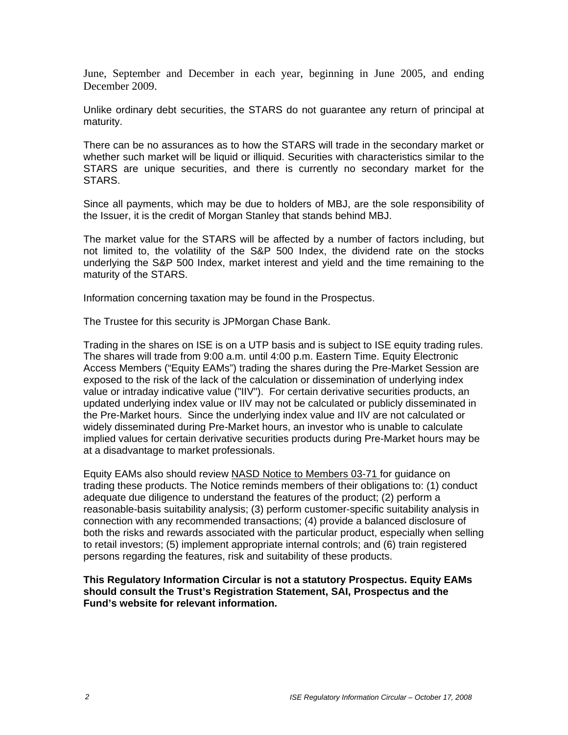June, September and December in each year, beginning in June 2005, and ending December 2009.

Unlike ordinary debt securities, the STARS do not guarantee any return of principal at maturity.

There can be no assurances as to how the STARS will trade in the secondary market or whether such market will be liquid or illiquid. Securities with characteristics similar to the STARS are unique securities, and there is currently no secondary market for the STARS.

Since all payments, which may be due to holders of MBJ, are the sole responsibility of the Issuer, it is the credit of Morgan Stanley that stands behind MBJ.

The market value for the STARS will be affected by a number of factors including, but not limited to, the volatility of the S&P 500 Index, the dividend rate on the stocks underlying the S&P 500 Index, market interest and yield and the time remaining to the maturity of the STARS.

Information concerning taxation may be found in the Prospectus.

The Trustee for this security is JPMorgan Chase Bank.

Trading in the shares on ISE is on a UTP basis and is subject to ISE equity trading rules. The shares will trade from 9:00 a.m. until 4:00 p.m. Eastern Time. Equity Electronic Access Members ("Equity EAMs") trading the shares during the Pre-Market Session are exposed to the risk of the lack of the calculation or dissemination of underlying index value or intraday indicative value ("IIV"). For certain derivative securities products, an updated underlying index value or IIV may not be calculated or publicly disseminated in the Pre-Market hours. Since the underlying index value and IIV are not calculated or widely disseminated during Pre-Market hours, an investor who is unable to calculate implied values for certain derivative securities products during Pre-Market hours may be at a disadvantage to market professionals.

Equity EAMs also should review NASD Notice to Members 03-71 for guidance on trading these products. The Notice reminds members of their obligations to: (1) conduct adequate due diligence to understand the features of the product; (2) perform a reasonable-basis suitability analysis; (3) perform customer-specific suitability analysis in connection with any recommended transactions; (4) provide a balanced disclosure of both the risks and rewards associated with the particular product, especially when selling to retail investors; (5) implement appropriate internal controls; and (6) train registered persons regarding the features, risk and suitability of these products.

**This Regulatory Information Circular is not a statutory Prospectus. Equity EAMs should consult the Trust's Registration Statement, SAI, Prospectus and the Fund's website for relevant information.**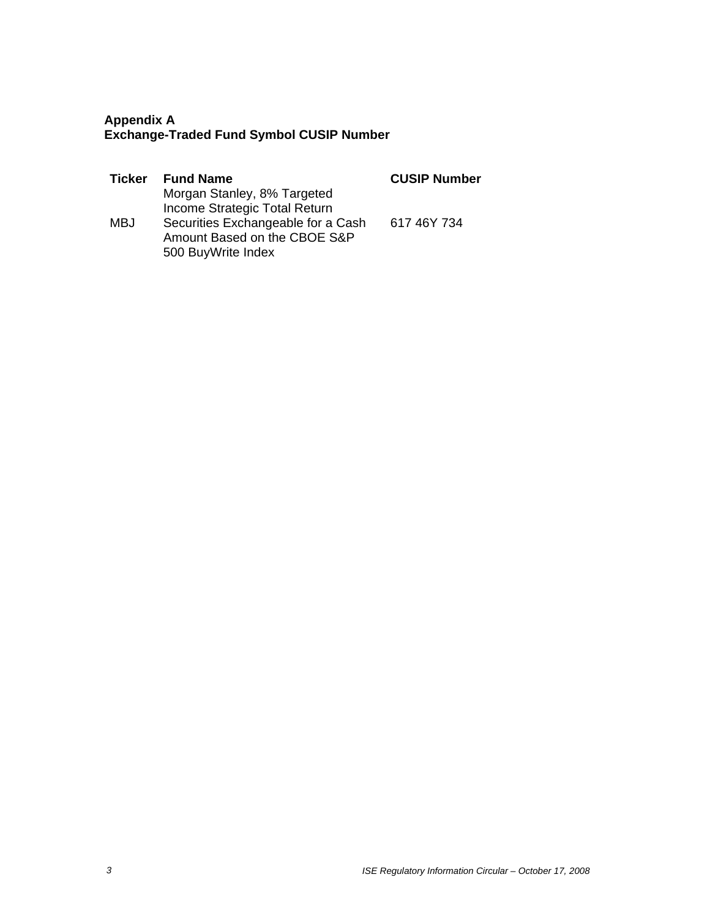**Appendix A**
**Exchange-Traded Fund Symbol CUSIP Number**

| Ticker | Fund Name | CUSIP Number |
|---|---|---|
| MBJ | Morgan Stanley, 8% Targeted Income Strategic Total Return Securities Exchangeable for a Cash Amount Based on the CBOE S&P 500 BuyWrite Index | 617 46Y 734 |